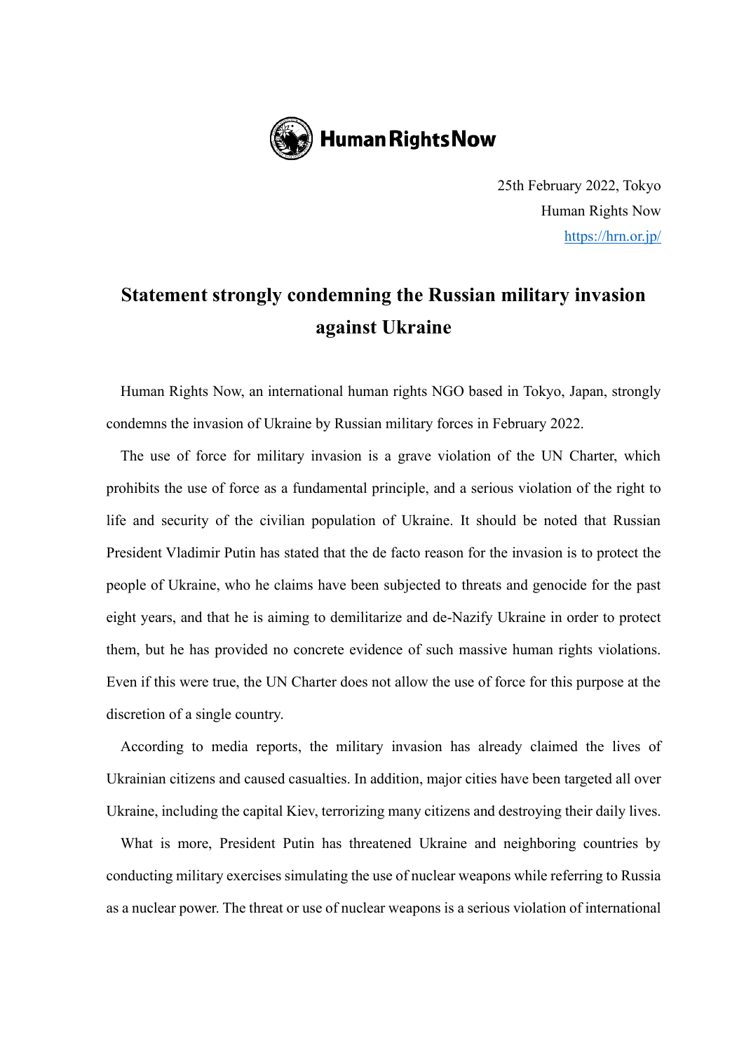Human Rights Now

25th February 2022, Tokyo
Human Rights Now
https://hrn.or.jp/

# Statement strongly condemning the Russian military invasion against Ukraine

Human Rights Now, an international human rights NGO based in Tokyo, Japan, strongly condemns the invasion of Ukraine by Russian military forces in February 2022.

The use of force for military invasion is a grave violation of the UN Charter, which prohibits the use of force as a fundamental principle, and a serious violation of the right to life and security of the civilian population of Ukraine. It should be noted that Russian President Vladimir Putin has stated that the de facto reason for the invasion is to protect the people of Ukraine, who he claims have been subjected to threats and genocide for the past eight years, and that he is aiming to demilitarize and de-Nazify Ukraine in order to protect them, but he has provided no concrete evidence of such massive human rights violations. Even if this were true, the UN Charter does not allow the use of force for this purpose at the discretion of a single country.

According to media reports, the military invasion has already claimed the lives of Ukrainian citizens and caused casualties. In addition, major cities have been targeted all over Ukraine, including the capital Kiev, terrorizing many citizens and destroying their daily lives.

What is more, President Putin has threatened Ukraine and neighboring countries by conducting military exercises simulating the use of nuclear weapons while referring to Russia as a nuclear power. The threat or use of nuclear weapons is a serious violation of international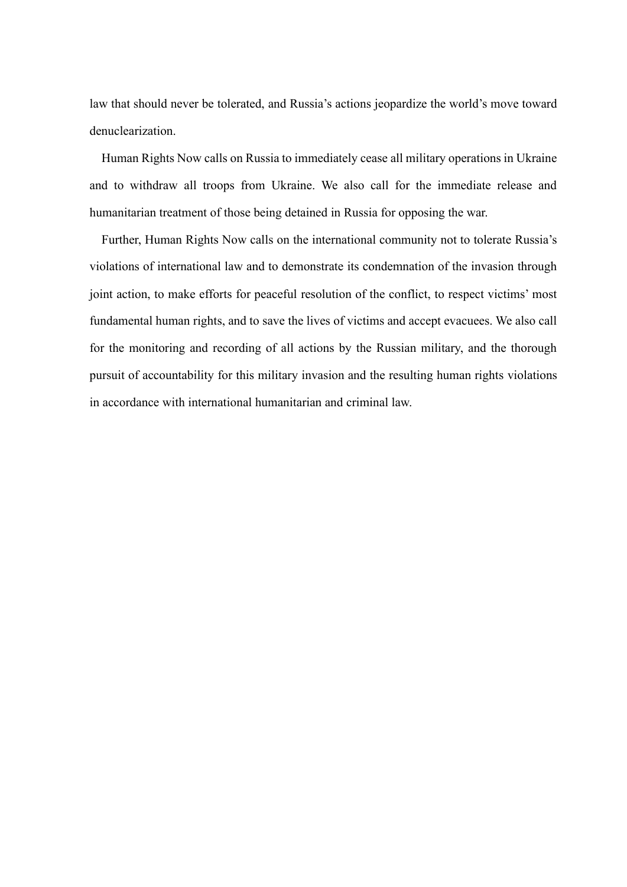law that should never be tolerated, and Russia's actions jeopardize the world's move toward denuclearization.

Human Rights Now calls on Russia to immediately cease all military operations in Ukraine and to withdraw all troops from Ukraine. We also call for the immediate release and humanitarian treatment of those being detained in Russia for opposing the war.

Further, Human Rights Now calls on the international community not to tolerate Russia's violations of international law and to demonstrate its condemnation of the invasion through joint action, to make efforts for peaceful resolution of the conflict, to respect victims' most fundamental human rights, and to save the lives of victims and accept evacuees. We also call for the monitoring and recording of all actions by the Russian military, and the thorough pursuit of accountability for this military invasion and the resulting human rights violations in accordance with international humanitarian and criminal law.